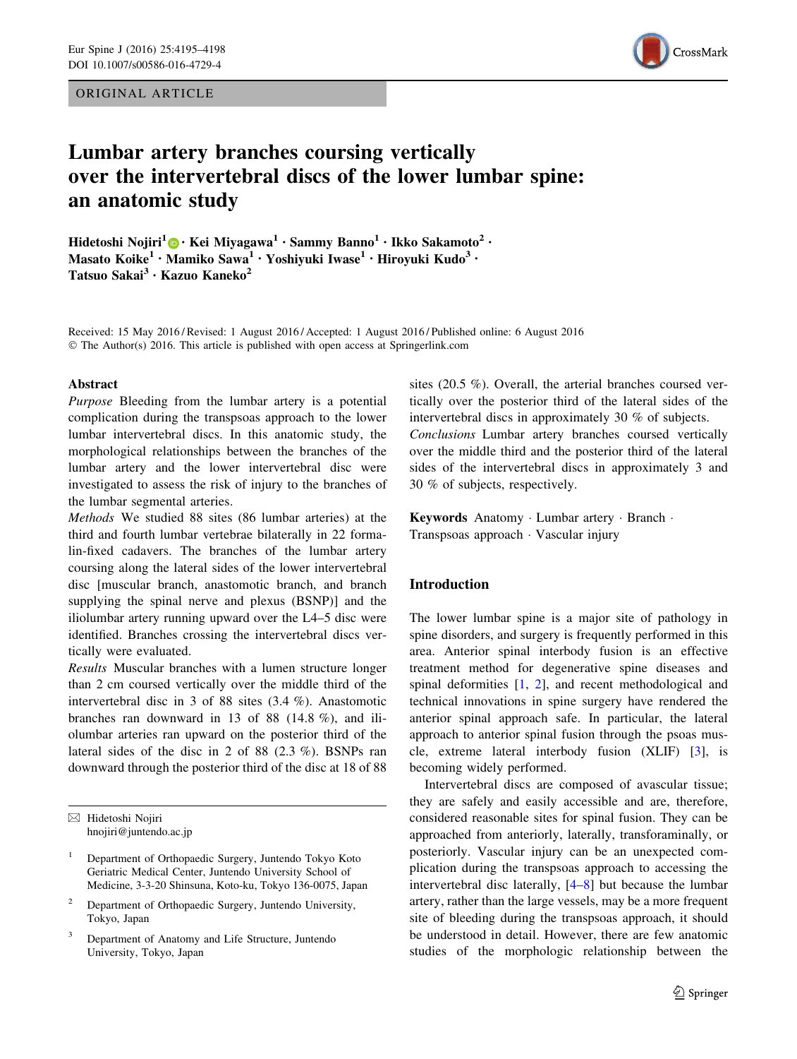ORIGINAL ARTICLE

# Lumbar artery branches coursing vertically over the intervertebral discs of the lower lumbar spine: an anatomic study

**Hidetoshi Nojiri[1] · Kei Miyagawa[1] · Sammy Banno[1] · Ikko Sakamoto[2] · Masato Koike[1] · Mamiko Sawa[1] · Yoshiyuki Iwase[1] · Hiroyuki Kudo[3] · Tatsuo Sakai[3] · Kazuo Kaneko[2]**

Received: 15 May 2016 / Revised: 1 August 2016 / Accepted: 1 August 2016 / Published online: 6 August 2016
© The Author(s) 2016. This article is published with open access at Springerlink.com

## Abstract

*Purpose* Bleeding from the lumbar artery is a potential complication during the transpsoas approach to the lower lumbar intervertebral discs. In this anatomic study, the morphological relationships between the branches of the lumbar artery and the lower intervertebral disc were investigated to assess the risk of injury to the branches of the lumbar segmental arteries.

*Methods* We studied 88 sites (86 lumbar arteries) at the third and fourth lumbar vertebrae bilaterally in 22 formalin-fixed cadavers. The branches of the lumbar artery coursing along the lateral sides of the lower intervertebral disc [muscular branch, anastomotic branch, and branch supplying the spinal nerve and plexus (BSNP)] and the iliolumbar artery running upward over the L4–5 disc were identified. Branches crossing the intervertebral discs vertically were evaluated.

*Results* Muscular branches with a lumen structure longer than 2 cm coursed vertically over the middle third of the intervertebral disc in 3 of 88 sites (3.4 %). Anastomotic branches ran downward in 13 of 88 (14.8 %), and iliolumbar arteries ran upward on the posterior third of the lateral sides of the disc in 2 of 88 (2.3 %). BSNPs ran downward through the posterior third of the disc at 18 of 88 sites (20.5 %). Overall, the arterial branches coursed vertically over the posterior third of the lateral sides of the intervertebral discs in approximately 30 % of subjects.

*Conclusions* Lumbar artery branches coursed vertically over the middle third and the posterior third of the lateral sides of the intervertebral discs in approximately 3 and 30 % of subjects, respectively.

**Keywords** Anatomy · Lumbar artery · Branch · Transpsoas approach · Vascular injury

✉ Hidetoshi Nojiri
hnojiri@juntendo.ac.jp

[1] Department of Orthopaedic Surgery, Juntendo Tokyo Koto Geriatric Medical Center, Juntendo University School of Medicine, 3-3-20 Shinsuna, Koto-ku, Tokyo 136-0075, Japan

[2] Department of Orthopaedic Surgery, Juntendo University, Tokyo, Japan

[3] Department of Anatomy and Life Structure, Juntendo University, Tokyo, Japan

## Introduction

The lower lumbar spine is a major site of pathology in spine disorders, and surgery is frequently performed in this area. Anterior spinal interbody fusion is an effective treatment method for degenerative spine diseases and spinal deformities [1, 2], and recent methodological and technical innovations in spine surgery have rendered the anterior spinal approach safe. In particular, the lateral approach to anterior spinal fusion through the psoas muscle, extreme lateral interbody fusion (XLIF) [3], is becoming widely performed.

Intervertebral discs are composed of avascular tissue; they are safely and easily accessible and are, therefore, considered reasonable sites for spinal fusion. They can be approached from anteriorly, laterally, transforaminally, or posteriorly. Vascular injury can be an unexpected complication during the transpsoas approach to accessing the intervertebral disc laterally, [4–8] but because the lumbar artery, rather than the large vessels, may be a more frequent site of bleeding during the transpsoas approach, it should be understood in detail. However, there are few anatomic studies of the morphologic relationship between the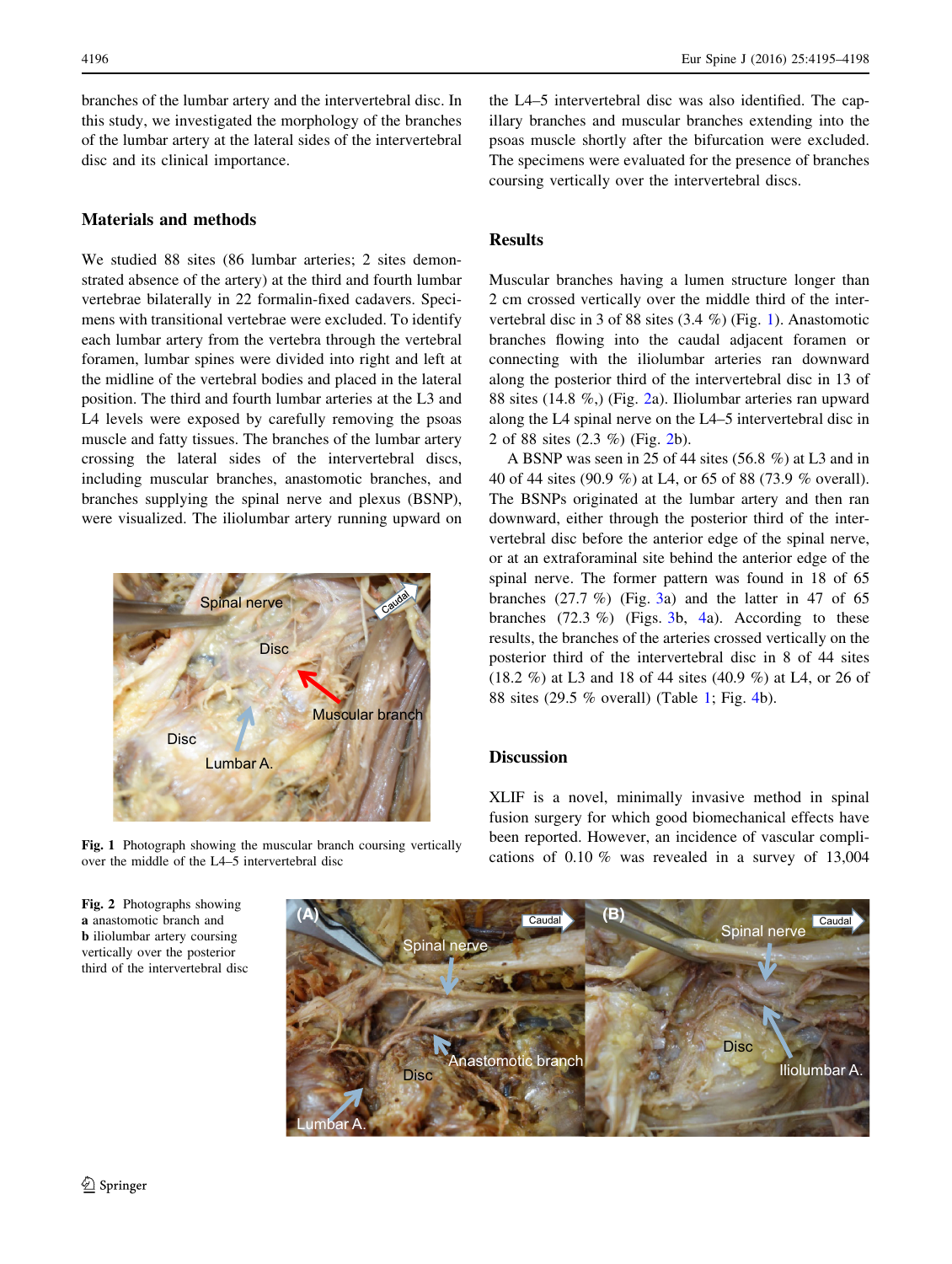branches of the lumbar artery and the intervertebral disc. In this study, we investigated the morphology of the branches of the lumbar artery at the lateral sides of the intervertebral disc and its clinical importance.

## Materials and methods

We studied 88 sites (86 lumbar arteries; 2 sites demonstrated absence of the artery) at the third and fourth lumbar vertebrae bilaterally in 22 formalin-fixed cadavers. Specimens with transitional vertebrae were excluded. To identify each lumbar artery from the vertebra through the vertebral foramen, lumbar spines were divided into right and left at the midline of the vertebral bodies and placed in the lateral position. The third and fourth lumbar arteries at the L3 and L4 levels were exposed by carefully removing the psoas muscle and fatty tissues. The branches of the lumbar artery crossing the lateral sides of the intervertebral discs, including muscular branches, anastomotic branches, and branches supplying the spinal nerve and plexus (BSNP), were visualized. The iliolumbar artery running upward on the L4–5 intervertebral disc was also identified. The capillary branches and muscular branches extending into the psoas muscle shortly after the bifurcation were excluded. The specimens were evaluated for the presence of branches coursing vertically over the intervertebral discs.

**Fig. 1** Photograph showing the muscular branch coursing vertically over the middle of the L4–5 intervertebral disc

## Results

Muscular branches having a lumen structure longer than 2 cm crossed vertically over the middle third of the intervertebral disc in 3 of 88 sites (3.4 %) (Fig. 1). Anastomotic branches flowing into the caudal adjacent foramen or connecting with the iliolumbar arteries ran downward along the posterior third of the intervertebral disc in 13 of 88 sites (14.8 %,) (Fig. 2a). Iliolumbar arteries ran upward along the L4 spinal nerve on the L4–5 intervertebral disc in 2 of 88 sites (2.3 %) (Fig. 2b).

A BSNP was seen in 25 of 44 sites (56.8 %) at L3 and in 40 of 44 sites (90.9 %) at L4, or 65 of 88 (73.9 % overall). The BSNPs originated at the lumbar artery and then ran downward, either through the posterior third of the intervertebral disc before the anterior edge of the spinal nerve, or at an extraforaminal site behind the anterior edge of the spinal nerve. The former pattern was found in 18 of 65 branches (27.7 %) (Fig. 3a) and the latter in 47 of 65 branches (72.3 %) (Figs. 3b, 4a). According to these results, the branches of the arteries crossed vertically on the posterior third of the intervertebral disc in 8 of 44 sites (18.2 %) at L3 and 18 of 44 sites (40.9 %) at L4, or 26 of 88 sites (29.5 % overall) (Table 1; Fig. 4b).

## Discussion

XLIF is a novel, minimally invasive method in spinal fusion surgery for which good biomechanical effects have been reported. However, an incidence of vascular complications of 0.10 % was revealed in a survey of 13,004

**Fig. 2** Photographs showing **a** anastomotic branch and **b** iliolumbar artery coursing vertically over the posterior third of the intervertebral disc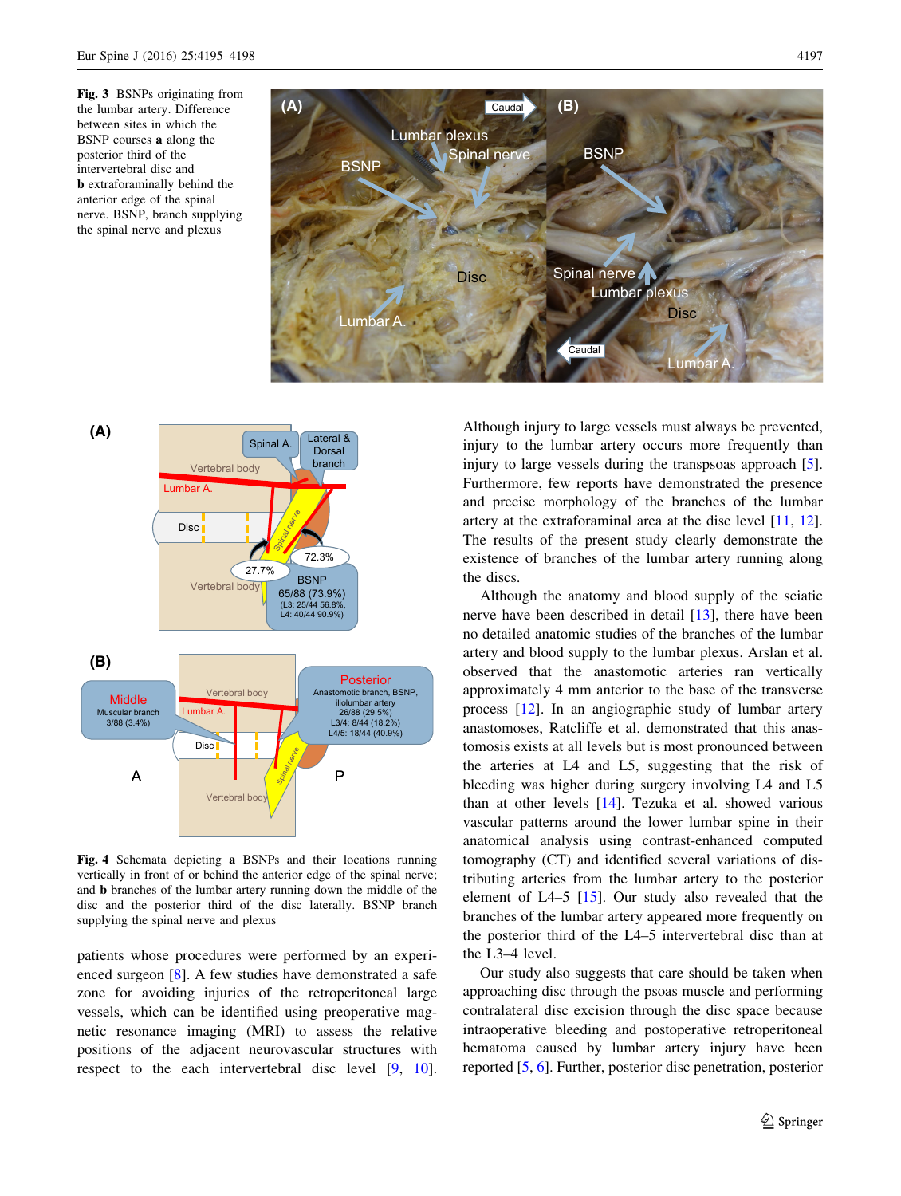**Fig. 3** BSNPs originating from the lumbar artery. Difference between sites in which the BSNP courses **a** along the posterior third of the intervertebral disc and **b** extraforaminally behind the anterior edge of the spinal nerve. BSNP, branch supplying the spinal nerve and plexus

**Fig. 4** Schemata depicting **a** BSNPs and their locations running vertically in front of or behind the anterior edge of the spinal nerve; and **b** branches of the lumbar artery running down the middle of the disc and the posterior third of the disc laterally. BSNP branch supplying the spinal nerve and plexus

patients whose procedures were performed by an experienced surgeon [8]. A few studies have demonstrated a safe zone for avoiding injuries of the retroperitoneal large vessels, which can be identified using preoperative magnetic resonance imaging (MRI) to assess the relative positions of the adjacent neurovascular structures with respect to the each intervertebral disc level [9, 10]. Although injury to large vessels must always be prevented, injury to the lumbar artery occurs more frequently than injury to large vessels during the transpsoas approach [5]. Furthermore, few reports have demonstrated the presence and precise morphology of the branches of the lumbar artery at the extraforaminal area at the disc level [11, 12]. The results of the present study clearly demonstrate the existence of branches of the lumbar artery running along the discs.

Although the anatomy and blood supply of the sciatic nerve have been described in detail [13], there have been no detailed anatomic studies of the branches of the lumbar artery and blood supply to the lumbar plexus. Arslan et al. observed that the anastomotic arteries ran vertically approximately 4 mm anterior to the base of the transverse process [12]. In an angiographic study of lumbar artery anastomoses, Ratcliffe et al. demonstrated that this anastomosis exists at all levels but is most pronounced between the arteries at L4 and L5, suggesting that the risk of bleeding was higher during surgery involving L4 and L5 than at other levels [14]. Tezuka et al. showed various vascular patterns around the lower lumbar spine in their anatomical analysis using contrast-enhanced computed tomography (CT) and identified several variations of distributing arteries from the lumbar artery to the posterior element of L4–5 [15]. Our study also revealed that the branches of the lumbar artery appeared more frequently on the posterior third of the L4–5 intervertebral disc than at the L3–4 level.

Our study also suggests that care should be taken when approaching disc through the psoas muscle and performing contralateral disc excision through the disc space because intraoperative bleeding and postoperative retroperitoneal hematoma caused by lumbar artery injury have been reported [5, 6]. Further, posterior disc penetration, posterior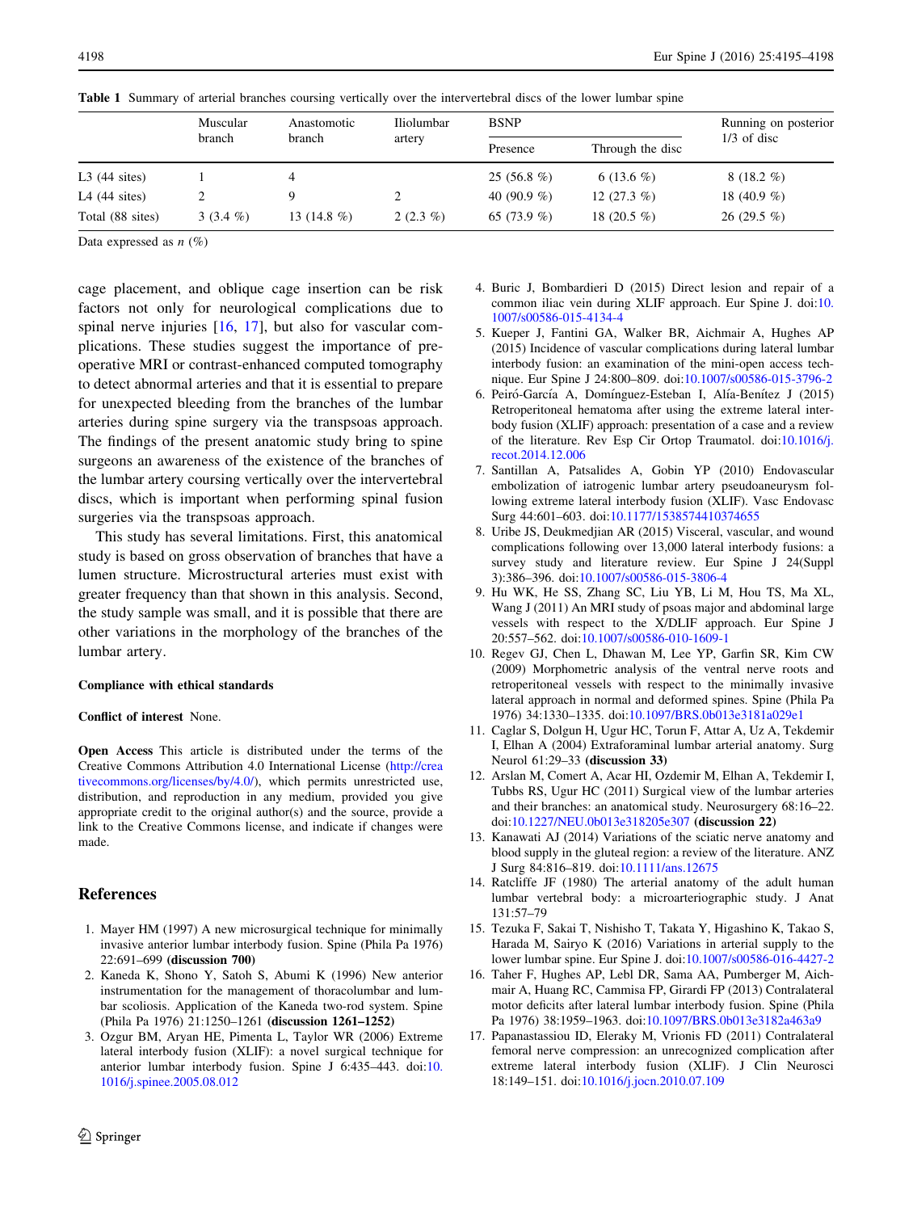Table 1 Summary of arterial branches coursing vertically over the intervertebral discs of the lower lumbar spine

| | Muscular branch | Anastomotic branch | Iliolumbar artery | BSNP | | Running on posterior 1/3 of disc |
|---|---|---|---|---|---|---|
| | | | | Presence | Through the disc | |
| L3 (44 sites) | 1 | 4 | | 25 (56.8 %) | 6 (13.6 %) | 8 (18.2 %) |
| L4 (44 sites) | 2 | 9 | 2 | 40 (90.9 %) | 12 (27.3 %) | 18 (40.9 %) |
| Total (88 sites) | 3 (3.4 %) | 13 (14.8 %) | 2 (2.3 %) | 65 (73.9 %) | 18 (20.5 %) | 26 (29.5 %) |

Data expressed as *n* (%)

cage placement, and oblique cage insertion can be risk factors not only for neurological complications due to spinal nerve injuries [16, 17], but also for vascular complications. These studies suggest the importance of preoperative MRI or contrast-enhanced computed tomography to detect abnormal arteries and that it is essential to prepare for unexpected bleeding from the branches of the lumbar arteries during spine surgery via the transpsoas approach. The findings of the present anatomic study bring to spine surgeons an awareness of the existence of the branches of the lumbar artery coursing vertically over the intervertebral discs, which is important when performing spinal fusion surgeries via the transpsoas approach.

This study has several limitations. First, this anatomical study is based on gross observation of branches that have a lumen structure. Microstructural arteries must exist with greater frequency than that shown in this analysis. Second, the study sample was small, and it is possible that there are other variations in the morphology of the branches of the lumbar artery.

**Compliance with ethical standards**

**Conflict of interest** None.

**Open Access** This article is distributed under the terms of the Creative Commons Attribution 4.0 International License (http://creativecommons.org/licenses/by/4.0/), which permits unrestricted use, distribution, and reproduction in any medium, provided you give appropriate credit to the original author(s) and the source, provide a link to the Creative Commons license, and indicate if changes were made.

## References

1. Mayer HM (1997) A new microsurgical technique for minimally invasive anterior lumbar interbody fusion. Spine (Phila Pa 1976) 22:691–699 **(discussion 700)**
2. Kaneda K, Shono Y, Satoh S, Abumi K (1996) New anterior instrumentation for the management of thoracolumbar and lumbar scoliosis. Application of the Kaneda two-rod system. Spine (Phila Pa 1976) 21:1250–1261 **(discussion 1261–1252)**
3. Ozgur BM, Aryan HE, Pimenta L, Taylor WR (2006) Extreme lateral interbody fusion (XLIF): a novel surgical technique for anterior lumbar interbody fusion. Spine J 6:435–443. doi:10.1016/j.spinee.2005.08.012
4. Buric J, Bombardieri D (2015) Direct lesion and repair of a common iliac vein during XLIF approach. Eur Spine J. doi:10.1007/s00586-015-4134-4
5. Kueper J, Fantini GA, Walker BR, Aichmair A, Hughes AP (2015) Incidence of vascular complications during lateral lumbar interbody fusion: an examination of the mini-open access technique. Eur Spine J 24:800–809. doi:10.1007/s00586-015-3796-2
6. Peiró-García A, Domínguez-Esteban I, Alía-Benítez J (2015) Retroperitoneal hematoma after using the extreme lateral interbody fusion (XLIF) approach: presentation of a case and a review of the literature. Rev Esp Cir Ortop Traumatol. doi:10.1016/j.recot.2014.12.006
7. Santillan A, Patsalides A, Gobin YP (2010) Endovascular embolization of iatrogenic lumbar artery pseudoaneurysm following extreme lateral interbody fusion (XLIF). Vasc Endovasc Surg 44:601–603. doi:10.1177/1538574410374655
8. Uribe JS, Deukmedjian AR (2015) Visceral, vascular, and wound complications following over 13,000 lateral interbody fusions: a survey study and literature review. Eur Spine J 24(Suppl 3):386–396. doi:10.1007/s00586-015-3806-4
9. Hu WK, He SS, Zhang SC, Liu YB, Li M, Hou TS, Ma XL, Wang J (2011) An MRI study of psoas major and abdominal large vessels with respect to the X/DLIF approach. Eur Spine J 20:557–562. doi:10.1007/s00586-010-1609-1
10. Regev GJ, Chen L, Dhawan M, Lee YP, Garfin SR, Kim CW (2009) Morphometric analysis of the ventral nerve roots and retroperitoneal vessels with respect to the minimally invasive lateral approach in normal and deformed spines. Spine (Phila Pa 1976) 34:1330–1335. doi:10.1097/BRS.0b013e3181a029e1
11. Caglar S, Dolgun H, Ugur HC, Torun F, Attar A, Uz A, Tekdemir I, Elhan A (2004) Extraforaminal lumbar arterial anatomy. Surg Neurol 61:29–33 **(discussion 33)**
12. Arslan M, Comert A, Acar HI, Ozdemir M, Elhan A, Tekdemir I, Tubbs RS, Ugur HC (2011) Surgical view of the lumbar arteries and their branches: an anatomical study. Neurosurgery 68:16–22. doi:10.1227/NEU.0b013e318205e307 **(discussion 22)**
13. Kanawati AJ (2014) Variations of the sciatic nerve anatomy and blood supply in the gluteal region: a review of the literature. ANZ J Surg 84:816–819. doi:10.1111/ans.12675
14. Ratcliffe JF (1980) The arterial anatomy of the adult human lumbar vertebral body: a microarteriographic study. J Anat 131:57–79
15. Tezuka F, Sakai T, Nishisho T, Takata Y, Higashino K, Takao S, Harada M, Sairyo K (2016) Variations in arterial supply to the lower lumbar spine. Eur Spine J. doi:10.1007/s00586-016-4427-2
16. Taher F, Hughes AP, Lebl DR, Sama AA, Pumberger M, Aichmair A, Huang RC, Cammisa FP, Girardi FP (2013) Contralateral motor deficits after lateral lumbar interbody fusion. Spine (Phila Pa 1976) 38:1959–1963. doi:10.1097/BRS.0b013e3182a463a9
17. Papanastassiou ID, Eleraky M, Vrionis FD (2011) Contralateral femoral nerve compression: an unrecognized complication after extreme lateral interbody fusion (XLIF). J Clin Neurosci 18:149–151. doi:10.1016/j.jocn.2010.07.109